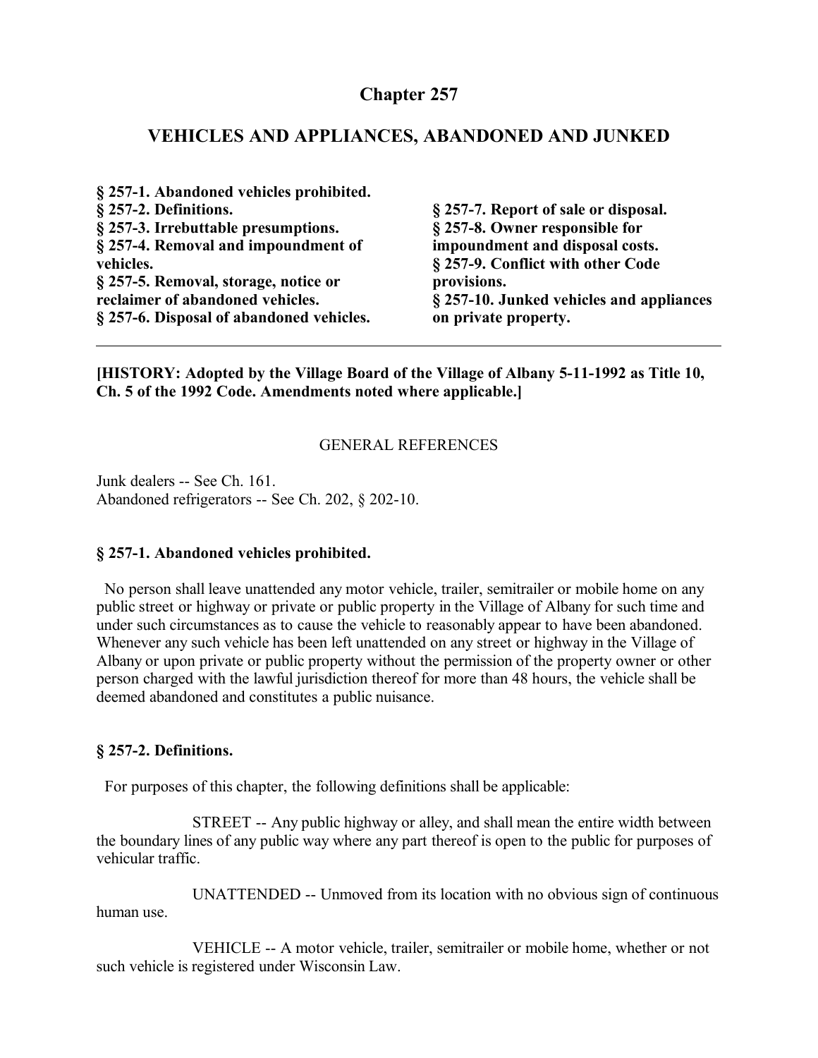# Chapter 257

## VEHICLES AND APPLIANCES, ABANDONED AND JUNKED

**§ 257-1. Abandoned vehicles prohibited.**
**§ 257-2. Definitions.**
**§ 257-3. Irrebuttable presumptions.**
**§ 257-4. Removal and impoundment of vehicles.**
**§ 257-5. Removal, storage, notice or reclaimer of abandoned vehicles.**
**§ 257-6. Disposal of abandoned vehicles.**
**§ 257-7. Report of sale or disposal.**
**§ 257-8. Owner responsible for impoundment and disposal costs.**
**§ 257-9. Conflict with other Code provisions.**
**§ 257-10. Junked vehicles and appliances on private property.**

---

**[HISTORY: Adopted by the Village Board of the Village of Albany 5-11-1992 as Title 10, Ch. 5 of the 1992 Code. Amendments noted where applicable.]**

GENERAL REFERENCES

Junk dealers -- See Ch. 161.
Abandoned refrigerators -- See Ch. 202, § 202-10.

### § 257-1. Abandoned vehicles prohibited.

No person shall leave unattended any motor vehicle, trailer, semitrailer or mobile home on any public street or highway or private or public property in the Village of Albany for such time and under such circumstances as to cause the vehicle to reasonably appear to have been abandoned. Whenever any such vehicle has been left unattended on any street or highway in the Village of Albany or upon private or public property without the permission of the property owner or other person charged with the lawful jurisdiction thereof for more than 48 hours, the vehicle shall be deemed abandoned and constitutes a public nuisance.

### § 257-2. Definitions.

For purposes of this chapter, the following definitions shall be applicable:

STREET -- Any public highway or alley, and shall mean the entire width between the boundary lines of any public way where any part thereof is open to the public for purposes of vehicular traffic.

UNATTENDED -- Unmoved from its location with no obvious sign of continuous human use.

VEHICLE -- A motor vehicle, trailer, semitrailer or mobile home, whether or not such vehicle is registered under Wisconsin Law.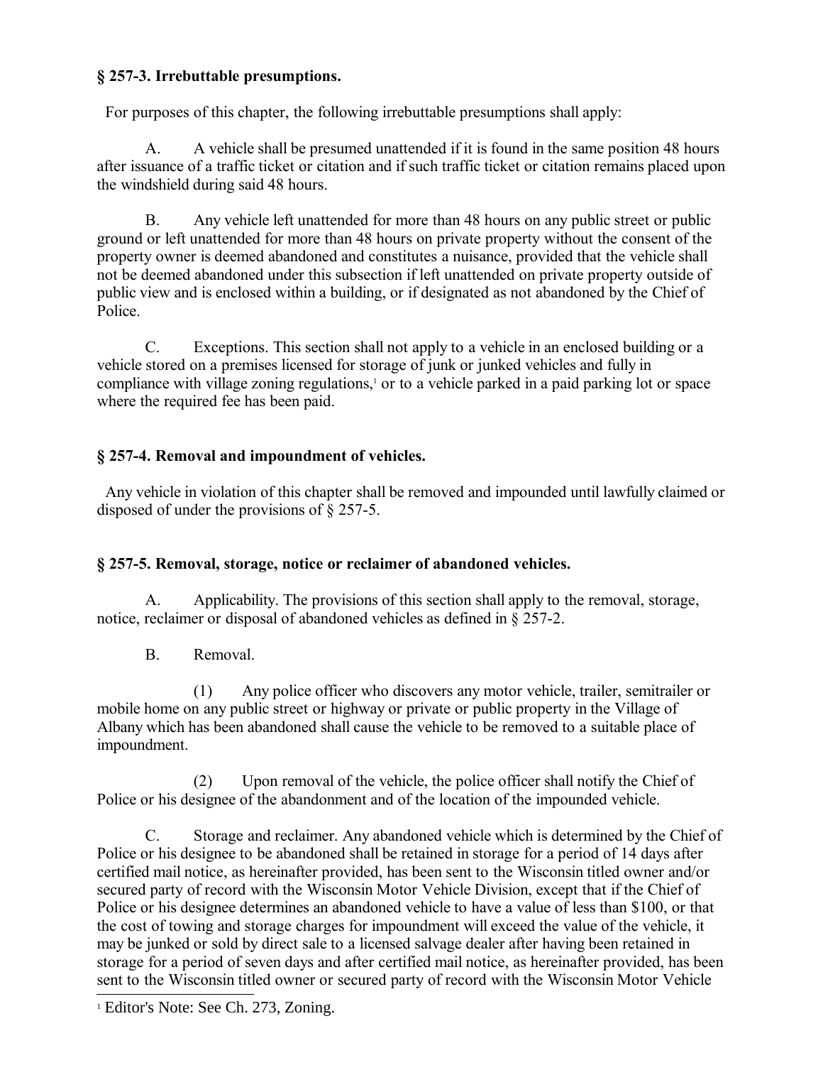**§ 257-3. Irrebuttable presumptions.**

For purposes of this chapter, the following irrebuttable presumptions shall apply:

A. A vehicle shall be presumed unattended if it is found in the same position 48 hours after issuance of a traffic ticket or citation and if such traffic ticket or citation remains placed upon the windshield during said 48 hours.

B. Any vehicle left unattended for more than 48 hours on any public street or public ground or left unattended for more than 48 hours on private property without the consent of the property owner is deemed abandoned and constitutes a nuisance, provided that the vehicle shall not be deemed abandoned under this subsection if left unattended on private property outside of public view and is enclosed within a building, or if designated as not abandoned by the Chief of Police.

C. Exceptions. This section shall not apply to a vehicle in an enclosed building or a vehicle stored on a premises licensed for storage of junk or junked vehicles and fully in compliance with village zoning regulations,[1] or to a vehicle parked in a paid parking lot or space where the required fee has been paid.

**§ 257-4. Removal and impoundment of vehicles.**

Any vehicle in violation of this chapter shall be removed and impounded until lawfully claimed or disposed of under the provisions of § 257-5.

**§ 257-5. Removal, storage, notice or reclaimer of abandoned vehicles.**

A. Applicability. The provisions of this section shall apply to the removal, storage, notice, reclaimer or disposal of abandoned vehicles as defined in § 257-2.

B. Removal.

(1) Any police officer who discovers any motor vehicle, trailer, semitrailer or mobile home on any public street or highway or private or public property in the Village of Albany which has been abandoned shall cause the vehicle to be removed to a suitable place of impoundment.

(2) Upon removal of the vehicle, the police officer shall notify the Chief of Police or his designee of the abandonment and of the location of the impounded vehicle.

C. Storage and reclaimer. Any abandoned vehicle which is determined by the Chief of Police or his designee to be abandoned shall be retained in storage for a period of 14 days after certified mail notice, as hereinafter provided, has been sent to the Wisconsin titled owner and/or secured party of record with the Wisconsin Motor Vehicle Division, except that if the Chief of Police or his designee determines an abandoned vehicle to have a value of less than $100, or that the cost of towing and storage charges for impoundment will exceed the value of the vehicle, it may be junked or sold by direct sale to a licensed salvage dealer after having been retained in storage for a period of seven days and after certified mail notice, as hereinafter provided, has been sent to the Wisconsin titled owner or secured party of record with the Wisconsin Motor Vehicle

[1] Editor's Note: See Ch. 273, Zoning.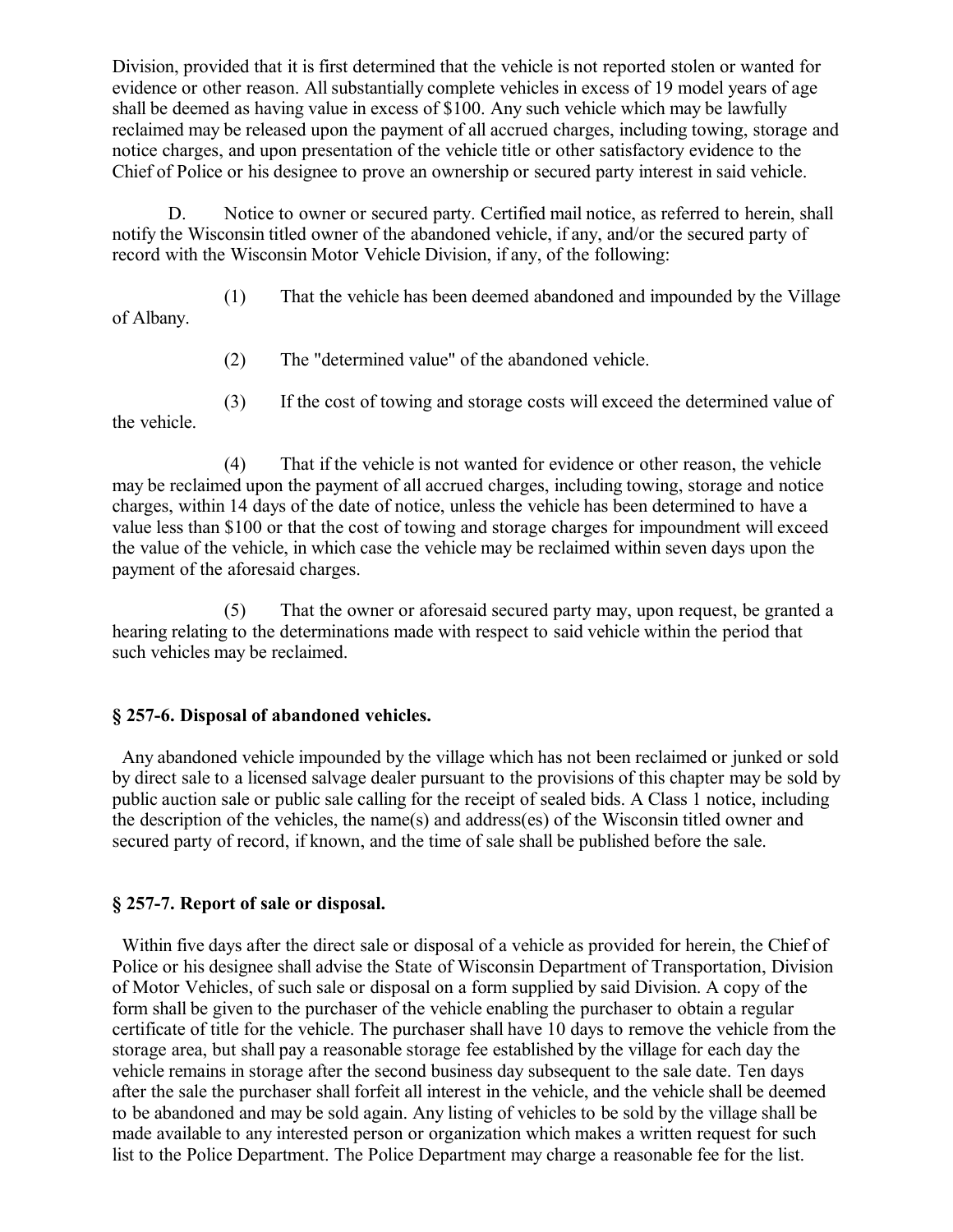Division, provided that it is first determined that the vehicle is not reported stolen or wanted for evidence or other reason. All substantially complete vehicles in excess of 19 model years of age shall be deemed as having value in excess of $100. Any such vehicle which may be lawfully reclaimed may be released upon the payment of all accrued charges, including towing, storage and notice charges, and upon presentation of the vehicle title or other satisfactory evidence to the Chief of Police or his designee to prove an ownership or secured party interest in said vehicle.

D. Notice to owner or secured party. Certified mail notice, as referred to herein, shall notify the Wisconsin titled owner of the abandoned vehicle, if any, and/or the secured party of record with the Wisconsin Motor Vehicle Division, if any, of the following:

(1) That the vehicle has been deemed abandoned and impounded by the Village of Albany.

(2) The "determined value" of the abandoned vehicle.

(3) If the cost of towing and storage costs will exceed the determined value of the vehicle.

(4) That if the vehicle is not wanted for evidence or other reason, the vehicle may be reclaimed upon the payment of all accrued charges, including towing, storage and notice charges, within 14 days of the date of notice, unless the vehicle has been determined to have a value less than $100 or that the cost of towing and storage charges for impoundment will exceed the value of the vehicle, in which case the vehicle may be reclaimed within seven days upon the payment of the aforesaid charges.

(5) That the owner or aforesaid secured party may, upon request, be granted a hearing relating to the determinations made with respect to said vehicle within the period that such vehicles may be reclaimed.

### § 257-6. Disposal of abandoned vehicles.

Any abandoned vehicle impounded by the village which has not been reclaimed or junked or sold by direct sale to a licensed salvage dealer pursuant to the provisions of this chapter may be sold by public auction sale or public sale calling for the receipt of sealed bids. A Class 1 notice, including the description of the vehicles, the name(s) and address(es) of the Wisconsin titled owner and secured party of record, if known, and the time of sale shall be published before the sale.

### § 257-7. Report of sale or disposal.

Within five days after the direct sale or disposal of a vehicle as provided for herein, the Chief of Police or his designee shall advise the State of Wisconsin Department of Transportation, Division of Motor Vehicles, of such sale or disposal on a form supplied by said Division. A copy of the form shall be given to the purchaser of the vehicle enabling the purchaser to obtain a regular certificate of title for the vehicle. The purchaser shall have 10 days to remove the vehicle from the storage area, but shall pay a reasonable storage fee established by the village for each day the vehicle remains in storage after the second business day subsequent to the sale date. Ten days after the sale the purchaser shall forfeit all interest in the vehicle, and the vehicle shall be deemed to be abandoned and may be sold again. Any listing of vehicles to be sold by the village shall be made available to any interested person or organization which makes a written request for such list to the Police Department. The Police Department may charge a reasonable fee for the list.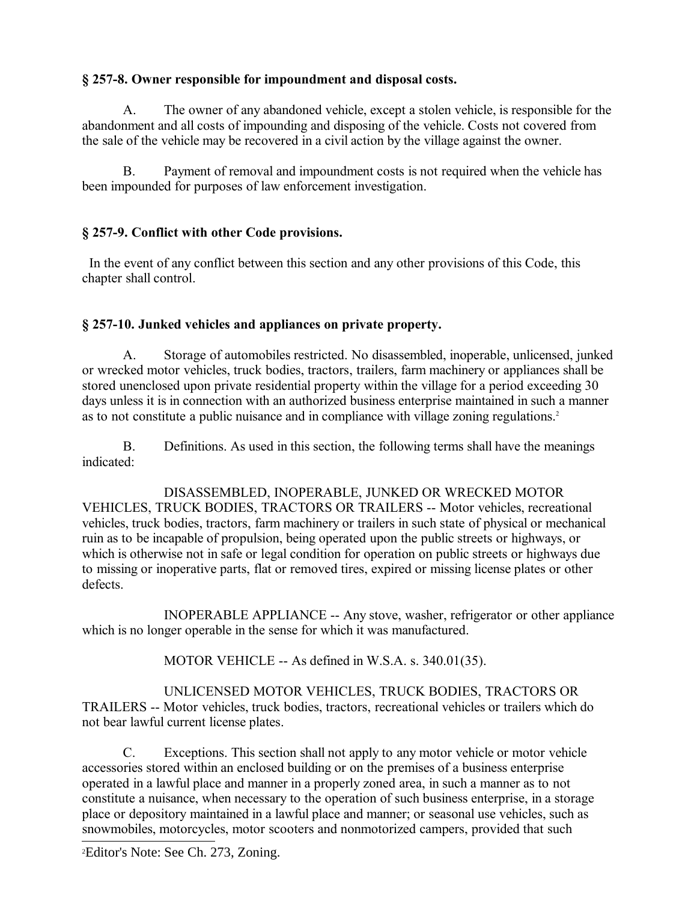### § 257-8. Owner responsible for impoundment and disposal costs.

A. The owner of any abandoned vehicle, except a stolen vehicle, is responsible for the abandonment and all costs of impounding and disposing of the vehicle. Costs not covered from the sale of the vehicle may be recovered in a civil action by the village against the owner.

B. Payment of removal and impoundment costs is not required when the vehicle has been impounded for purposes of law enforcement investigation.

### § 257-9. Conflict with other Code provisions.

In the event of any conflict between this section and any other provisions of this Code, this chapter shall control.

### § 257-10. Junked vehicles and appliances on private property.

A. Storage of automobiles restricted. No disassembled, inoperable, unlicensed, junked or wrecked motor vehicles, truck bodies, tractors, trailers, farm machinery or appliances shall be stored unenclosed upon private residential property within the village for a period exceeding 30 days unless it is in connection with an authorized business enterprise maintained in such a manner as to not constitute a public nuisance and in compliance with village zoning regulations.[2]

B. Definitions. As used in this section, the following terms shall have the meanings indicated:

DISASSEMBLED, INOPERABLE, JUNKED OR WRECKED MOTOR VEHICLES, TRUCK BODIES, TRACTORS OR TRAILERS -- Motor vehicles, recreational vehicles, truck bodies, tractors, farm machinery or trailers in such state of physical or mechanical ruin as to be incapable of propulsion, being operated upon the public streets or highways, or which is otherwise not in safe or legal condition for operation on public streets or highways due to missing or inoperative parts, flat or removed tires, expired or missing license plates or other defects.

INOPERABLE APPLIANCE -- Any stove, washer, refrigerator or other appliance which is no longer operable in the sense for which it was manufactured.

MOTOR VEHICLE -- As defined in W.S.A. s. 340.01(35).

UNLICENSED MOTOR VEHICLES, TRUCK BODIES, TRACTORS OR TRAILERS -- Motor vehicles, truck bodies, tractors, recreational vehicles or trailers which do not bear lawful current license plates.

C. Exceptions. This section shall not apply to any motor vehicle or motor vehicle accessories stored within an enclosed building or on the premises of a business enterprise operated in a lawful place and manner in a properly zoned area, in such a manner as to not constitute a nuisance, when necessary to the operation of such business enterprise, in a storage place or depository maintained in a lawful place and manner; or seasonal use vehicles, such as snowmobiles, motorcycles, motor scooters and nonmotorized campers, provided that such

---

[2] Editor's Note: See Ch. 273, Zoning.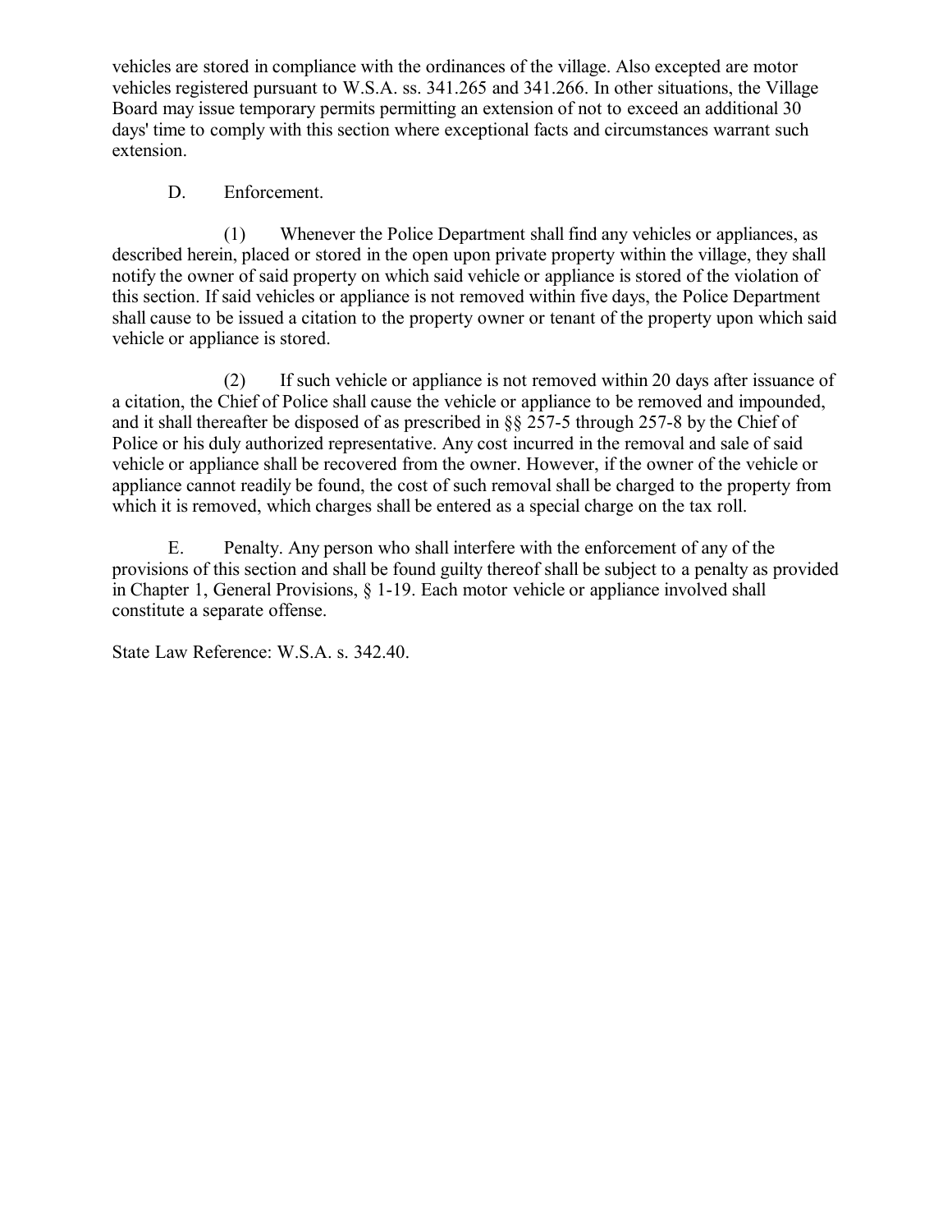vehicles are stored in compliance with the ordinances of the village. Also excepted are motor vehicles registered pursuant to W.S.A. ss. 341.265 and 341.266. In other situations, the Village Board may issue temporary permits permitting an extension of not to exceed an additional 30 days' time to comply with this section where exceptional facts and circumstances warrant such extension.

D. Enforcement.

(1) Whenever the Police Department shall find any vehicles or appliances, as described herein, placed or stored in the open upon private property within the village, they shall notify the owner of said property on which said vehicle or appliance is stored of the violation of this section. If said vehicles or appliance is not removed within five days, the Police Department shall cause to be issued a citation to the property owner or tenant of the property upon which said vehicle or appliance is stored.

(2) If such vehicle or appliance is not removed within 20 days after issuance of a citation, the Chief of Police shall cause the vehicle or appliance to be removed and impounded, and it shall thereafter be disposed of as prescribed in §§ 257-5 through 257-8 by the Chief of Police or his duly authorized representative. Any cost incurred in the removal and sale of said vehicle or appliance shall be recovered from the owner. However, if the owner of the vehicle or appliance cannot readily be found, the cost of such removal shall be charged to the property from which it is removed, which charges shall be entered as a special charge on the tax roll.

E. Penalty. Any person who shall interfere with the enforcement of any of the provisions of this section and shall be found guilty thereof shall be subject to a penalty as provided in Chapter 1, General Provisions, § 1-19. Each motor vehicle or appliance involved shall constitute a separate offense.

State Law Reference: W.S.A. s. 342.40.